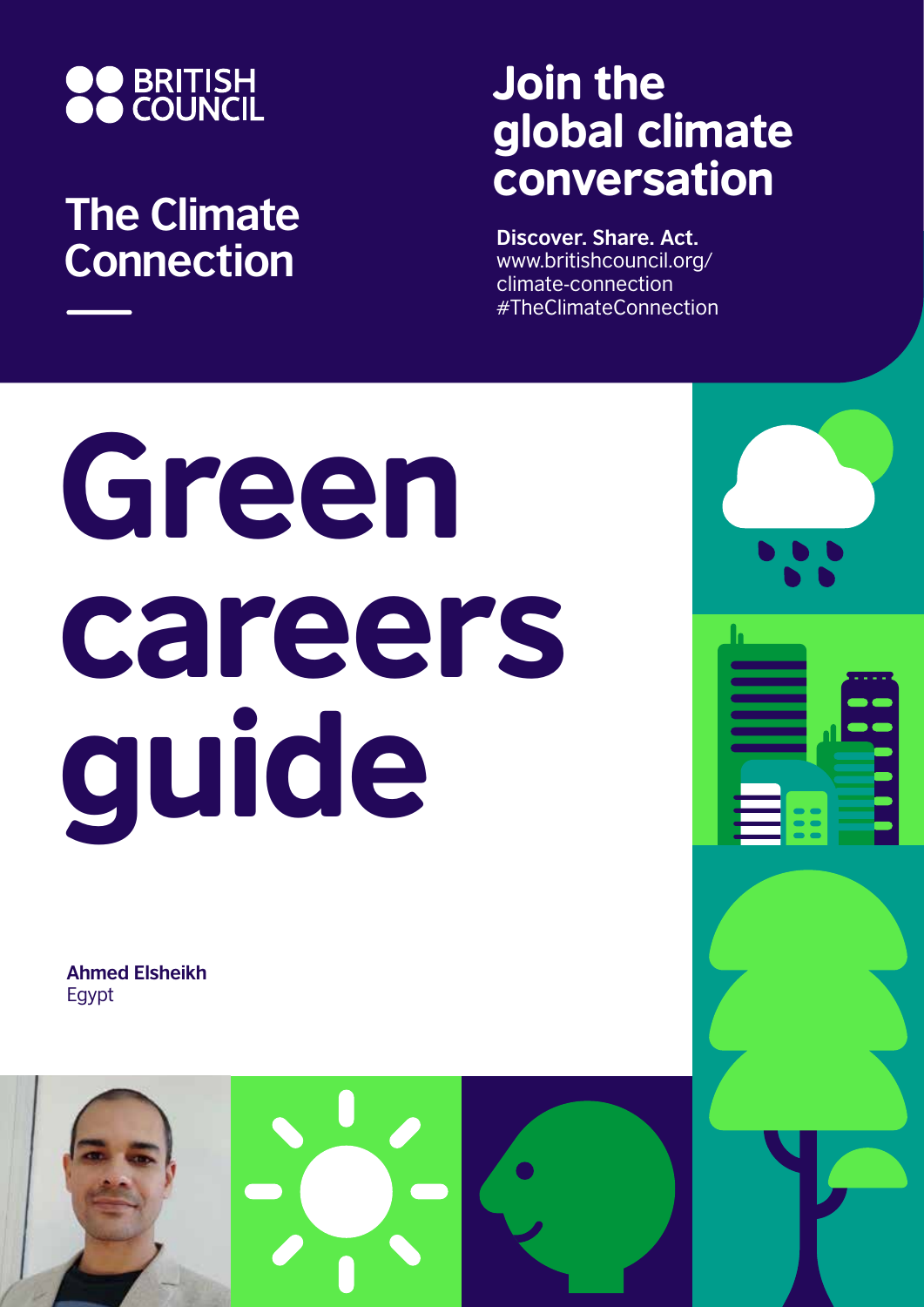BRITISH COUNCIL

## The Climate Connection

## Join the global climate conversation

**Discover. Share. Act.**
www.britishcouncil.org/climate-connection
#TheClimateConnection

# Green careers guide

**Ahmed Elsheikh**
Egypt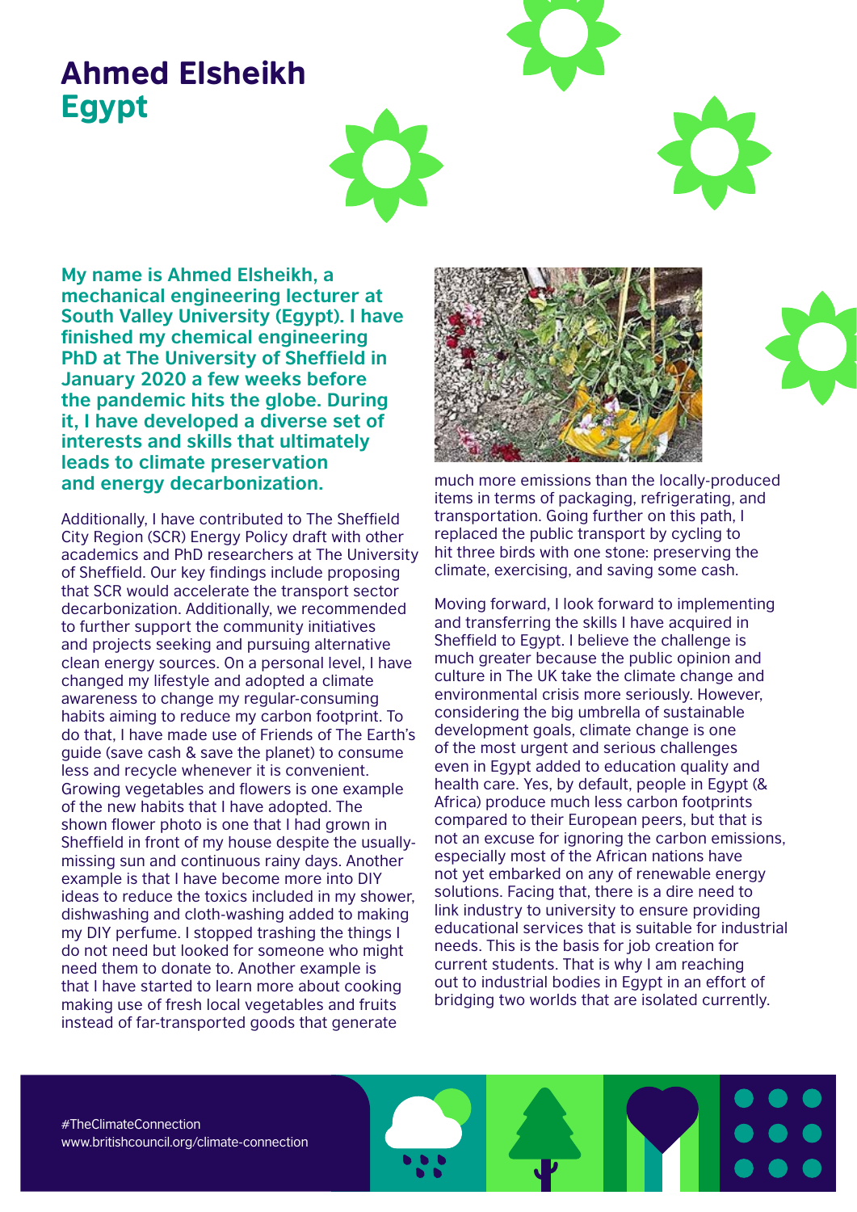# Ahmed Elsheikh
## Egypt

**My name is Ahmed Elsheikh, a mechanical engineering lecturer at South Valley University (Egypt). I have finished my chemical engineering PhD at The University of Sheffield in January 2020 a few weeks before the pandemic hits the globe. During it, I have developed a diverse set of interests and skills that ultimately leads to climate preservation and energy decarbonization.**

Additionally, I have contributed to The Sheffield City Region (SCR) Energy Policy draft with other academics and PhD researchers at The University of Sheffield. Our key findings include proposing that SCR would accelerate the transport sector decarbonization. Additionally, we recommended to further support the community initiatives and projects seeking and pursuing alternative clean energy sources. On a personal level, I have changed my lifestyle and adopted a climate awareness to change my regular-consuming habits aiming to reduce my carbon footprint. To do that, I have made use of Friends of The Earth's guide (save cash & save the planet) to consume less and recycle whenever it is convenient. Growing vegetables and flowers is one example of the new habits that I have adopted. The shown flower photo is one that I had grown in Sheffield in front of my house despite the usually-missing sun and continuous rainy days. Another example is that I have become more into DIY ideas to reduce the toxics included in my shower, dishwashing and cloth-washing added to making my DIY perfume. I stopped trashing the things I do not need but looked for someone who might need them to donate to. Another example is that I have started to learn more about cooking making use of fresh local vegetables and fruits instead of far-transported goods that generate much more emissions than the locally-produced items in terms of packaging, refrigerating, and transportation. Going further on this path, I replaced the public transport by cycling to hit three birds with one stone: preserving the climate, exercising, and saving some cash.

Moving forward, I look forward to implementing and transferring the skills I have acquired in Sheffield to Egypt. I believe the challenge is much greater because the public opinion and culture in The UK take the climate change and environmental crisis more seriously. However, considering the big umbrella of sustainable development goals, climate change is one of the most urgent and serious challenges even in Egypt added to education quality and health care. Yes, by default, people in Egypt (& Africa) produce much less carbon footprints compared to their European peers, but that is not an excuse for ignoring the carbon emissions, especially most of the African nations have not yet embarked on any of renewable energy solutions. Facing that, there is a dire need to link industry to university to ensure providing educational services that is suitable for industrial needs. This is the basis for job creation for current students. That is why I am reaching out to industrial bodies in Egypt in an effort of bridging two worlds that are isolated currently.

#TheClimateConnection
www.britishcouncil.org/climate-connection